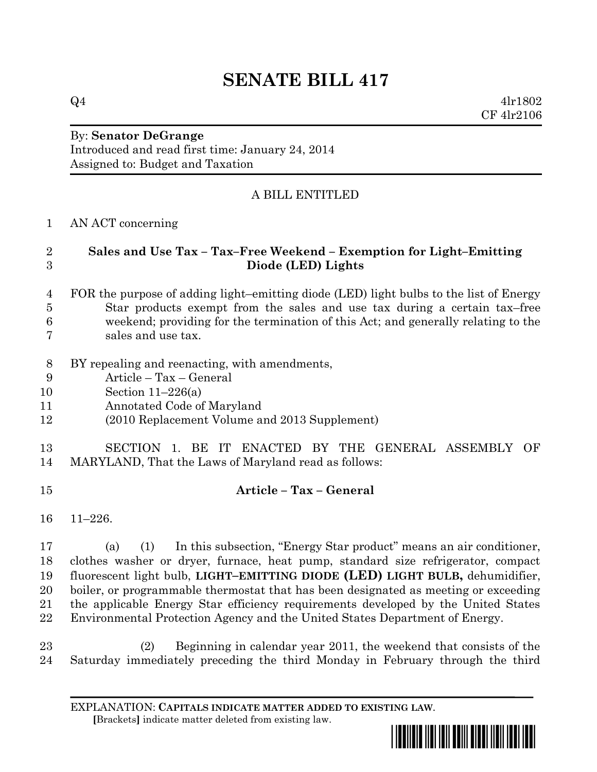# SENATE BILL 417

Q4 4lr1802
CF 4lr2106

By: **Senator DeGrange**
Introduced and read first time: January 24, 2014
Assigned to: Budget and Taxation

A BILL ENTITLED

AN ACT concerning

**Sales and Use Tax – Tax–Free Weekend – Exemption for Light–Emitting Diode (LED) Lights**

FOR the purpose of adding light–emitting diode (LED) light bulbs to the list of Energy Star products exempt from the sales and use tax during a certain tax–free weekend; providing for the termination of this Act; and generally relating to the sales and use tax.

BY repealing and reenacting, with amendments,
Article – Tax – General
Section 11–226(a)
Annotated Code of Maryland
(2010 Replacement Volume and 2013 Supplement)

SECTION 1. BE IT ENACTED BY THE GENERAL ASSEMBLY OF MARYLAND, That the Laws of Maryland read as follows:

**Article – Tax – General**

11–226.

(a) (1) In this subsection, "Energy Star product" means an air conditioner, clothes washer or dryer, furnace, heat pump, standard size refrigerator, compact fluorescent light bulb, **LIGHT–EMITTING DIODE (LED) LIGHT BULB,** dehumidifier, boiler, or programmable thermostat that has been designated as meeting or exceeding the applicable Energy Star efficiency requirements developed by the United States Environmental Protection Agency and the United States Department of Energy.

(2) Beginning in calendar year 2011, the weekend that consists of the Saturday immediately preceding the third Monday in February through the third

EXPLANATION: **CAPITALS INDICATE MATTER ADDED TO EXISTING LAW.**
[Brackets] indicate matter deleted from existing law.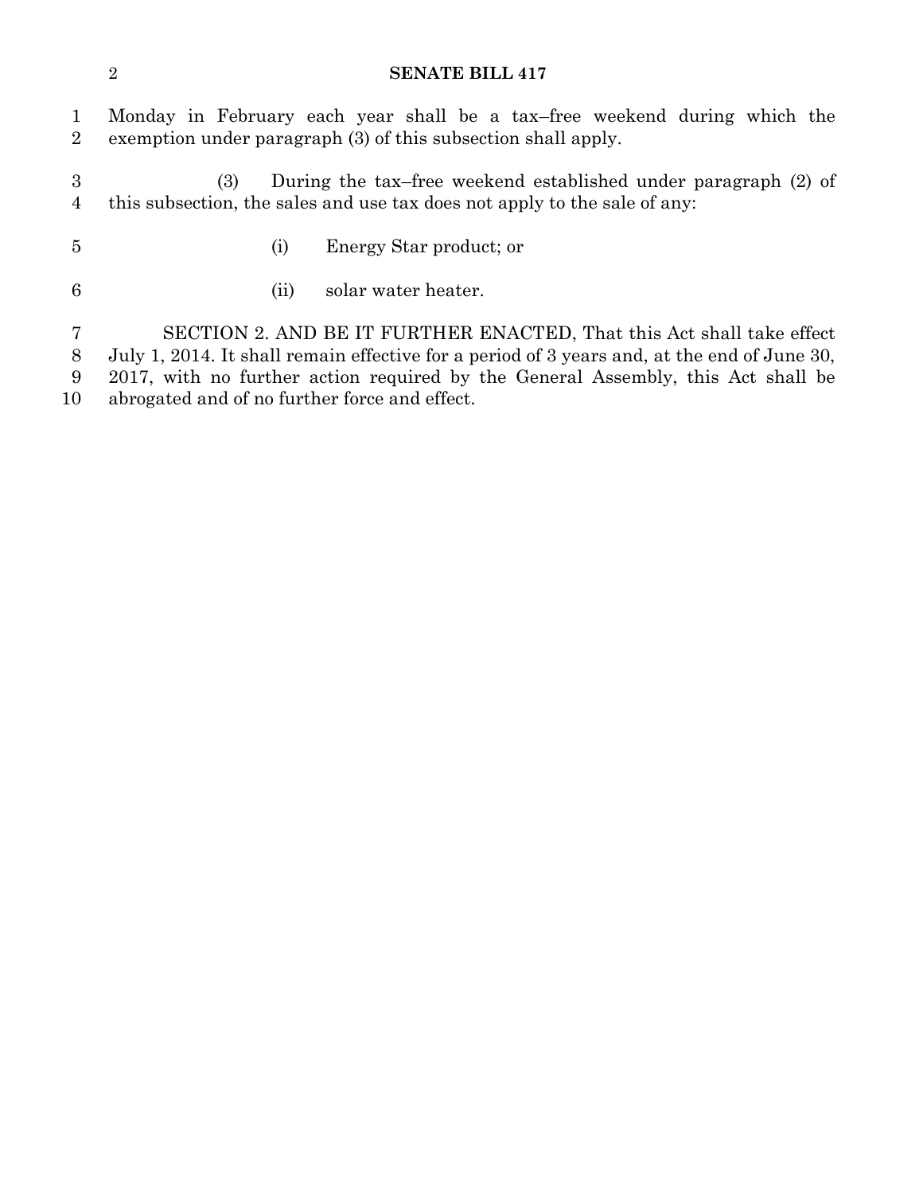Monday in February each year shall be a tax–free weekend during which the exemption under paragraph (3) of this subsection shall apply.

(3) During the tax–free weekend established under paragraph (2) of this subsection, the sales and use tax does not apply to the sale of any:

(i) Energy Star product; or

(ii) solar water heater.

SECTION 2. AND BE IT FURTHER ENACTED, That this Act shall take effect July 1, 2014. It shall remain effective for a period of 3 years and, at the end of June 30, 2017, with no further action required by the General Assembly, this Act shall be abrogated and of no further force and effect.